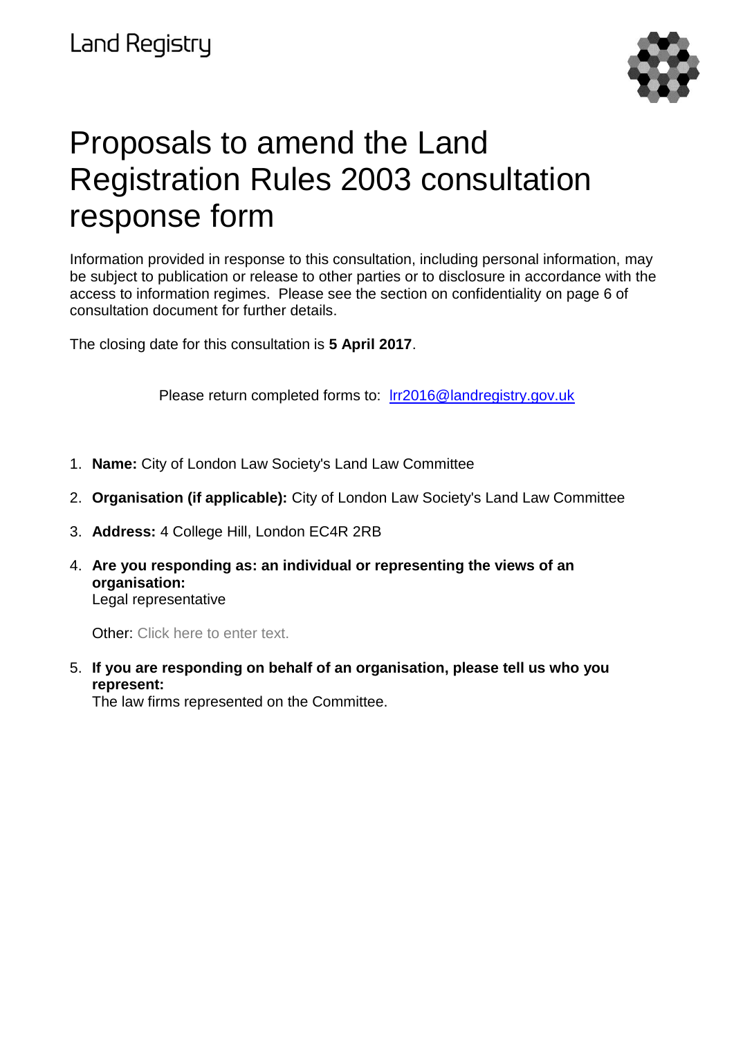Land Registry

# Proposals to amend the Land Registration Rules 2003 consultation response form

Information provided in response to this consultation, including personal information, may be subject to publication or release to other parties or to disclosure in accordance with the access to information regimes. Please see the section on confidentiality on page 6 of consultation document for further details.

The closing date for this consultation is **5 April 2017**.

Please return completed forms to: lrr2016@landregistry.gov.uk

1. **Name:** City of London Law Society's Land Law Committee
2. **Organisation (if applicable):** City of London Law Society's Land Law Committee
3. **Address:** 4 College Hill, London EC4R 2RB
4. **Are you responding as: an individual or representing the views of an organisation:**
   Legal representative

   Other: Click here to enter text.
5. **If you are responding on behalf of an organisation, please tell us who you represent:**
   The law firms represented on the Committee.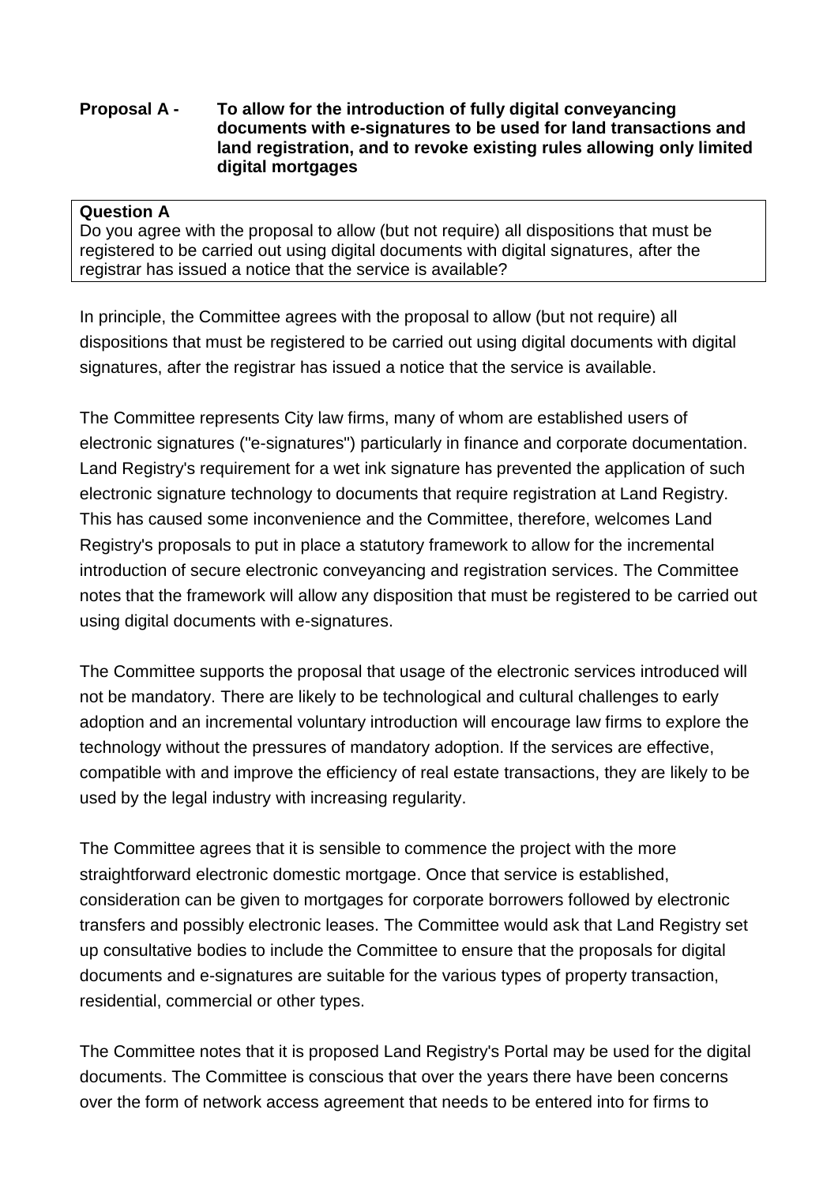**Proposal A - To allow for the introduction of fully digital conveyancing documents with e-signatures to be used for land transactions and land registration, and to revoke existing rules allowing only limited digital mortgages**

> **Question A**
> Do you agree with the proposal to allow (but not require) all dispositions that must be registered to be carried out using digital documents with digital signatures, after the registrar has issued a notice that the service is available?

In principle, the Committee agrees with the proposal to allow (but not require) all dispositions that must be registered to be carried out using digital documents with digital signatures, after the registrar has issued a notice that the service is available.

The Committee represents City law firms, many of whom are established users of electronic signatures ("e-signatures") particularly in finance and corporate documentation. Land Registry's requirement for a wet ink signature has prevented the application of such electronic signature technology to documents that require registration at Land Registry. This has caused some inconvenience and the Committee, therefore, welcomes Land Registry's proposals to put in place a statutory framework to allow for the incremental introduction of secure electronic conveyancing and registration services. The Committee notes that the framework will allow any disposition that must be registered to be carried out using digital documents with e-signatures.

The Committee supports the proposal that usage of the electronic services introduced will not be mandatory. There are likely to be technological and cultural challenges to early adoption and an incremental voluntary introduction will encourage law firms to explore the technology without the pressures of mandatory adoption. If the services are effective, compatible with and improve the efficiency of real estate transactions, they are likely to be used by the legal industry with increasing regularity.

The Committee agrees that it is sensible to commence the project with the more straightforward electronic domestic mortgage. Once that service is established, consideration can be given to mortgages for corporate borrowers followed by electronic transfers and possibly electronic leases. The Committee would ask that Land Registry set up consultative bodies to include the Committee to ensure that the proposals for digital documents and e-signatures are suitable for the various types of property transaction, residential, commercial or other types.

The Committee notes that it is proposed Land Registry's Portal may be used for the digital documents. The Committee is conscious that over the years there have been concerns over the form of network access agreement that needs to be entered into for firms to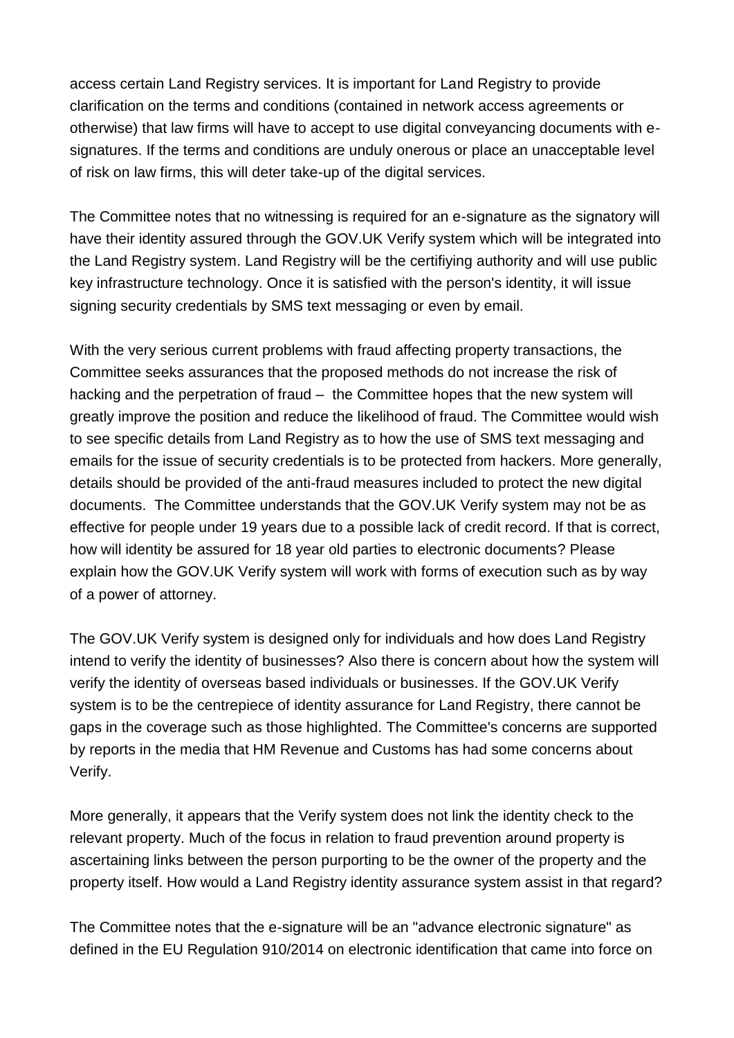access certain Land Registry services. It is important for Land Registry to provide clarification on the terms and conditions (contained in network access agreements or otherwise) that law firms will have to accept to use digital conveyancing documents with e-signatures. If the terms and conditions are unduly onerous or place an unacceptable level of risk on law firms, this will deter take-up of the digital services.

The Committee notes that no witnessing is required for an e-signature as the signatory will have their identity assured through the GOV.UK Verify system which will be integrated into the Land Registry system. Land Registry will be the certifiying authority and will use public key infrastructure technology. Once it is satisfied with the person's identity, it will issue signing security credentials by SMS text messaging or even by email.

With the very serious current problems with fraud affecting property transactions, the Committee seeks assurances that the proposed methods do not increase the risk of hacking and the perpetration of fraud – the Committee hopes that the new system will greatly improve the position and reduce the likelihood of fraud. The Committee would wish to see specific details from Land Registry as to how the use of SMS text messaging and emails for the issue of security credentials is to be protected from hackers. More generally, details should be provided of the anti-fraud measures included to protect the new digital documents. The Committee understands that the GOV.UK Verify system may not be as effective for people under 19 years due to a possible lack of credit record. If that is correct, how will identity be assured for 18 year old parties to electronic documents? Please explain how the GOV.UK Verify system will work with forms of execution such as by way of a power of attorney.

The GOV.UK Verify system is designed only for individuals and how does Land Registry intend to verify the identity of businesses? Also there is concern about how the system will verify the identity of overseas based individuals or businesses. If the GOV.UK Verify system is to be the centrepiece of identity assurance for Land Registry, there cannot be gaps in the coverage such as those highlighted. The Committee's concerns are supported by reports in the media that HM Revenue and Customs has had some concerns about Verify.

More generally, it appears that the Verify system does not link the identity check to the relevant property. Much of the focus in relation to fraud prevention around property is ascertaining links between the person purporting to be the owner of the property and the property itself. How would a Land Registry identity assurance system assist in that regard?

The Committee notes that the e-signature will be an "advance electronic signature" as defined in the EU Regulation 910/2014 on electronic identification that came into force on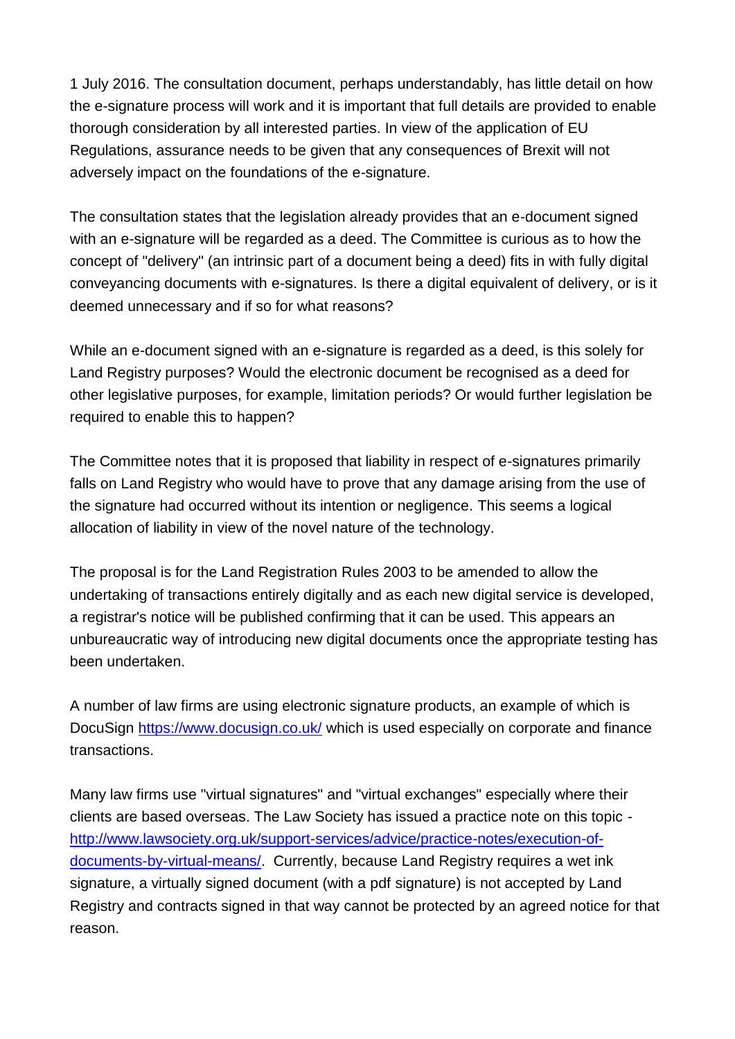1 July 2016. The consultation document, perhaps understandably, has little detail on how the e-signature process will work and it is important that full details are provided to enable thorough consideration by all interested parties. In view of the application of EU Regulations, assurance needs to be given that any consequences of Brexit will not adversely impact on the foundations of the e-signature.

The consultation states that the legislation already provides that an e-document signed with an e-signature will be regarded as a deed. The Committee is curious as to how the concept of "delivery" (an intrinsic part of a document being a deed) fits in with fully digital conveyancing documents with e-signatures. Is there a digital equivalent of delivery, or is it deemed unnecessary and if so for what reasons?

While an e-document signed with an e-signature is regarded as a deed, is this solely for Land Registry purposes? Would the electronic document be recognised as a deed for other legislative purposes, for example, limitation periods? Or would further legislation be required to enable this to happen?

The Committee notes that it is proposed that liability in respect of e-signatures primarily falls on Land Registry who would have to prove that any damage arising from the use of the signature had occurred without its intention or negligence. This seems a logical allocation of liability in view of the novel nature of the technology.

The proposal is for the Land Registration Rules 2003 to be amended to allow the undertaking of transactions entirely digitally and as each new digital service is developed, a registrar's notice will be published confirming that it can be used. This appears an unbureaucratic way of introducing new digital documents once the appropriate testing has been undertaken.

A number of law firms are using electronic signature products, an example of which is DocuSign [https://www.docusign.co.uk/](https://www.docusign.co.uk/) which is used especially on corporate and finance transactions.

Many law firms use "virtual signatures" and "virtual exchanges" especially where their clients are based overseas. The Law Society has issued a practice note on this topic - [http://www.lawsociety.org.uk/support-services/advice/practice-notes/execution-of-documents-by-virtual-means/](http://www.lawsociety.org.uk/support-services/advice/practice-notes/execution-of-documents-by-virtual-means/). Currently, because Land Registry requires a wet ink signature, a virtually signed document (with a pdf signature) is not accepted by Land Registry and contracts signed in that way cannot be protected by an agreed notice for that reason.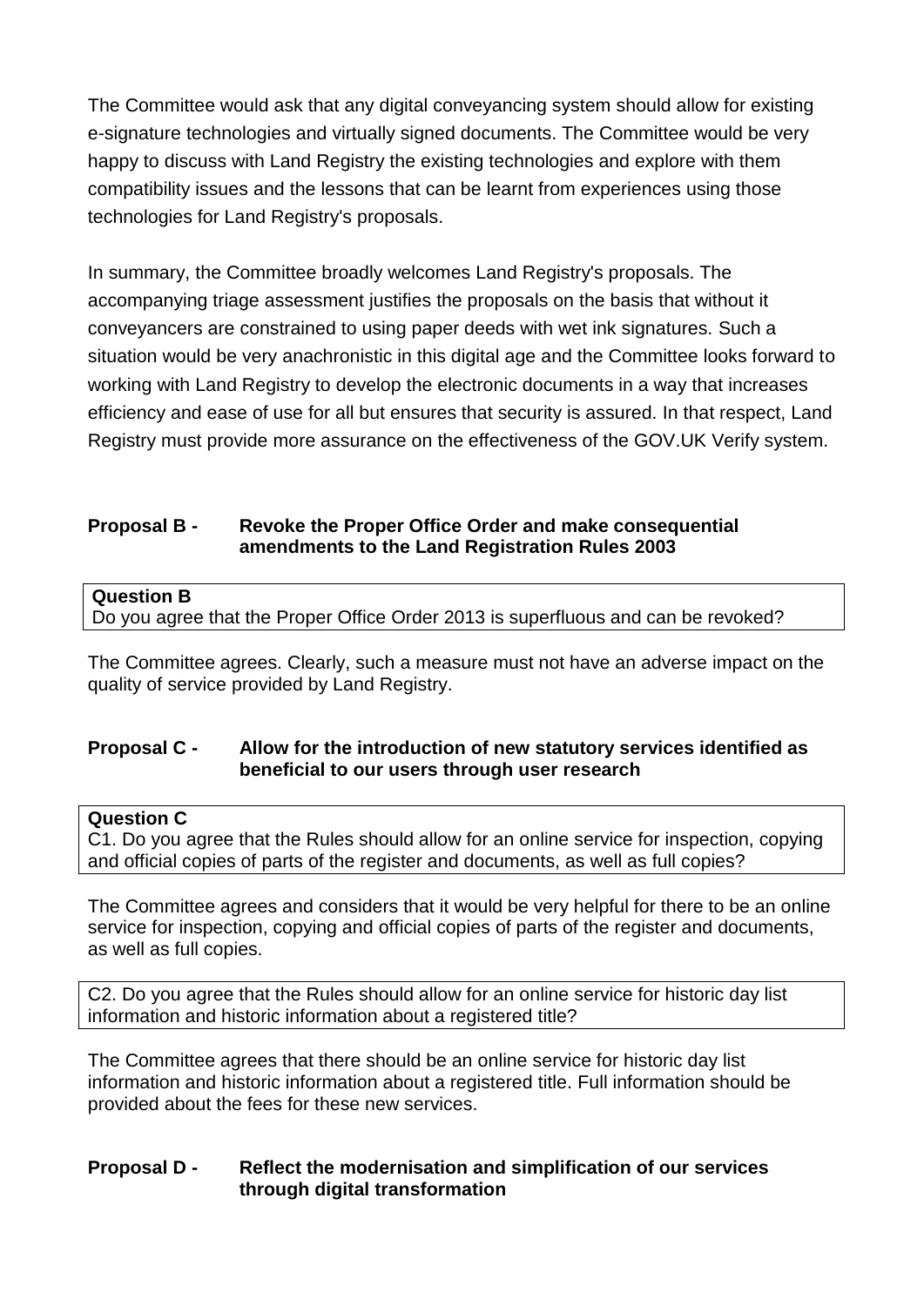The Committee would ask that any digital conveyancing system should allow for existing e-signature technologies and virtually signed documents. The Committee would be very happy to discuss with Land Registry the existing technologies and explore with them compatibility issues and the lessons that can be learnt from experiences using those technologies for Land Registry's proposals.

In summary, the Committee broadly welcomes Land Registry's proposals. The accompanying triage assessment justifies the proposals on the basis that without it conveyancers are constrained to using paper deeds with wet ink signatures. Such a situation would be very anachronistic in this digital age and the Committee looks forward to working with Land Registry to develop the electronic documents in a way that increases efficiency and ease of use for all but ensures that security is assured. In that respect, Land Registry must provide more assurance on the effectiveness of the GOV.UK Verify system.

### Proposal B - Revoke the Proper Office Order and make consequential amendments to the Land Registration Rules 2003

**Question B**
Do you agree that the Proper Office Order 2013 is superfluous and can be revoked?

The Committee agrees. Clearly, such a measure must not have an adverse impact on the quality of service provided by Land Registry.

### Proposal C - Allow for the introduction of new statutory services identified as beneficial to our users through user research

**Question C**
C1. Do you agree that the Rules should allow for an online service for inspection, copying and official copies of parts of the register and documents, as well as full copies?

The Committee agrees and considers that it would be very helpful for there to be an online service for inspection, copying and official copies of parts of the register and documents, as well as full copies.

C2. Do you agree that the Rules should allow for an online service for historic day list information and historic information about a registered title?

The Committee agrees that there should be an online service for historic day list information and historic information about a registered title. Full information should be provided about the fees for these new services.

### Proposal D - Reflect the modernisation and simplification of our services through digital transformation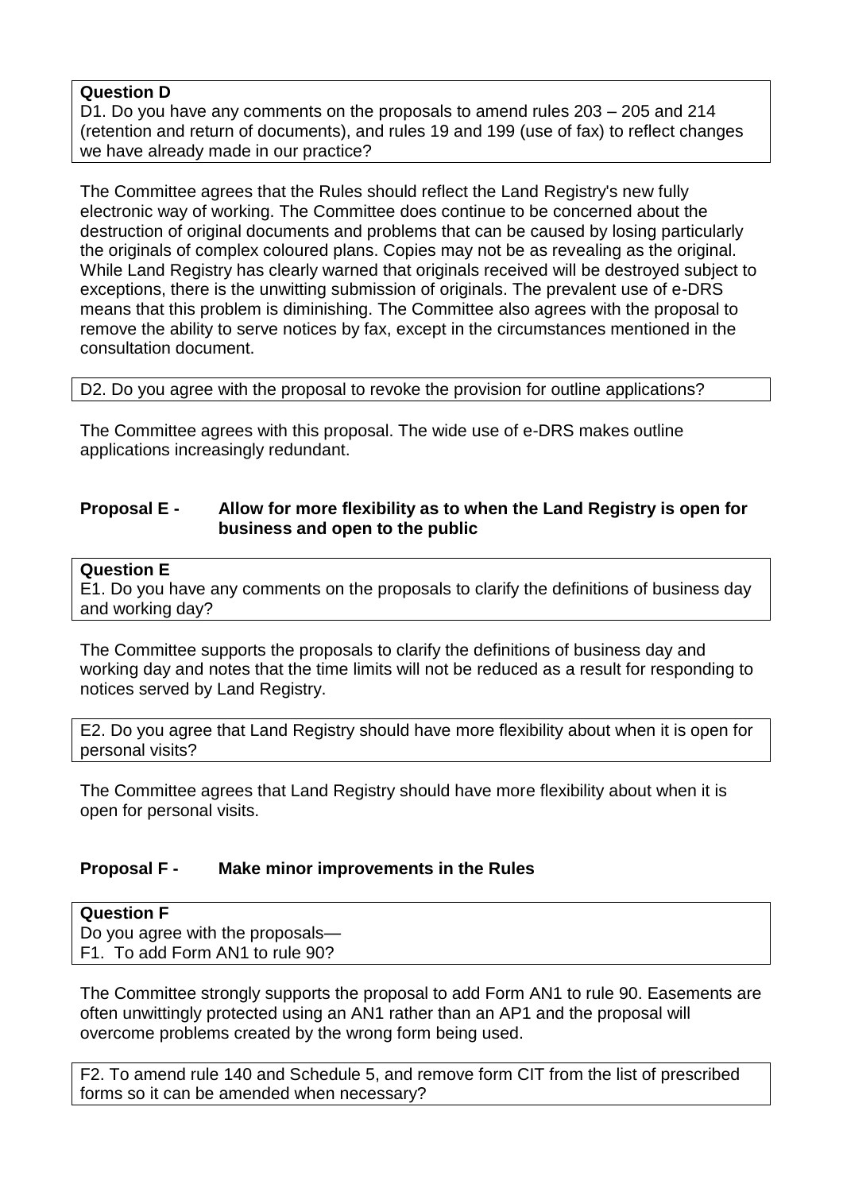**Question D**

D1. Do you have any comments on the proposals to amend rules 203 – 205 and 214 (retention and return of documents), and rules 19 and 199 (use of fax) to reflect changes we have already made in our practice?

The Committee agrees that the Rules should reflect the Land Registry's new fully electronic way of working. The Committee does continue to be concerned about the destruction of original documents and problems that can be caused by losing particularly the originals of complex coloured plans. Copies may not be as revealing as the original. While Land Registry has clearly warned that originals received will be destroyed subject to exceptions, there is the unwitting submission of originals. The prevalent use of e-DRS means that this problem is diminishing. The Committee also agrees with the proposal to remove the ability to serve notices by fax, except in the circumstances mentioned in the consultation document.

D2. Do you agree with the proposal to revoke the provision for outline applications?

The Committee agrees with this proposal. The wide use of e-DRS makes outline applications increasingly redundant.

### Proposal E - Allow for more flexibility as to when the Land Registry is open for business and open to the public

**Question E**

E1. Do you have any comments on the proposals to clarify the definitions of business day and working day?

The Committee supports the proposals to clarify the definitions of business day and working day and notes that the time limits will not be reduced as a result for responding to notices served by Land Registry.

E2. Do you agree that Land Registry should have more flexibility about when it is open for personal visits?

The Committee agrees that Land Registry should have more flexibility about when it is open for personal visits.

### Proposal F - Make minor improvements in the Rules

**Question F**

Do you agree with the proposals—

F1. To add Form AN1 to rule 90?

The Committee strongly supports the proposal to add Form AN1 to rule 90. Easements are often unwittingly protected using an AN1 rather than an AP1 and the proposal will overcome problems created by the wrong form being used.

F2. To amend rule 140 and Schedule 5, and remove form CIT from the list of prescribed forms so it can be amended when necessary?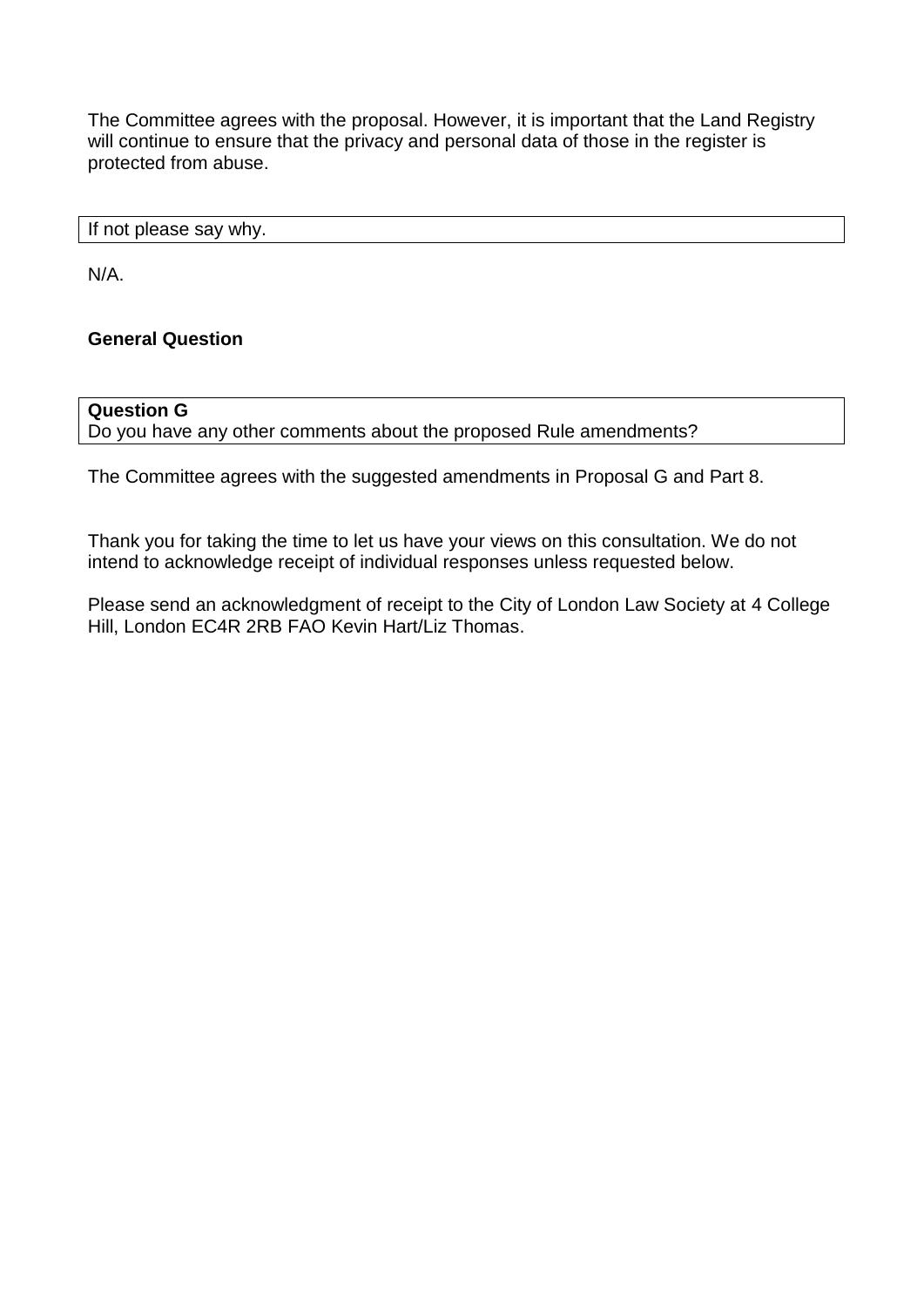The Committee agrees with the proposal. However, it is important that the Land Registry will continue to ensure that the privacy and personal data of those in the register is protected from abuse.

| If not please say why. |
|---|

N/A.

**General Question**

| **Question G**<br>Do you have any other comments about the proposed Rule amendments? |
|---|

The Committee agrees with the suggested amendments in Proposal G and Part 8.

Thank you for taking the time to let us have your views on this consultation. We do not intend to acknowledge receipt of individual responses unless requested below.

Please send an acknowledgment of receipt to the City of London Law Society at 4 College Hill, London EC4R 2RB FAO Kevin Hart/Liz Thomas.